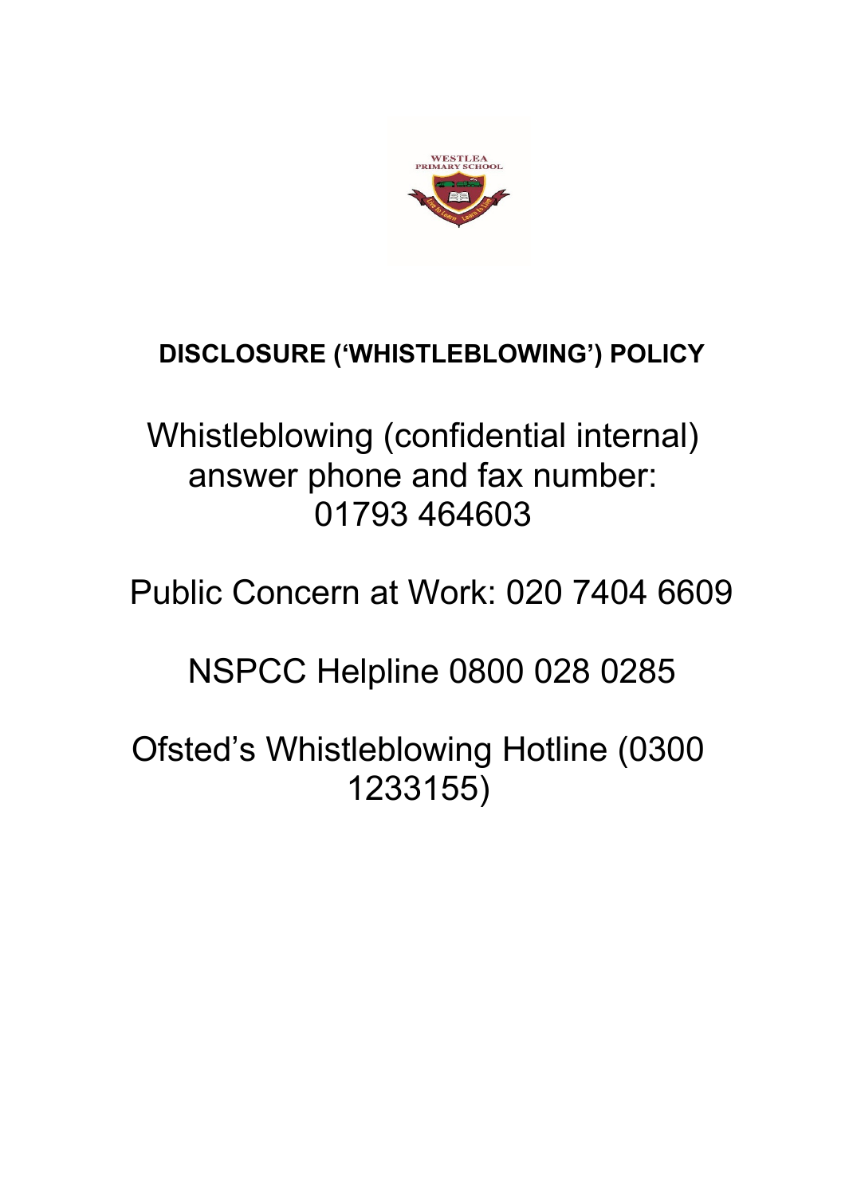# DISCLOSURE ('WHISTLEBLOWING') POLICY

Whistleblowing (confidential internal) answer phone and fax number: 01793 464603

Public Concern at Work: 020 7404 6609

NSPCC Helpline 0800 028 0285

Ofsted's Whistleblowing Hotline (0300 1233155)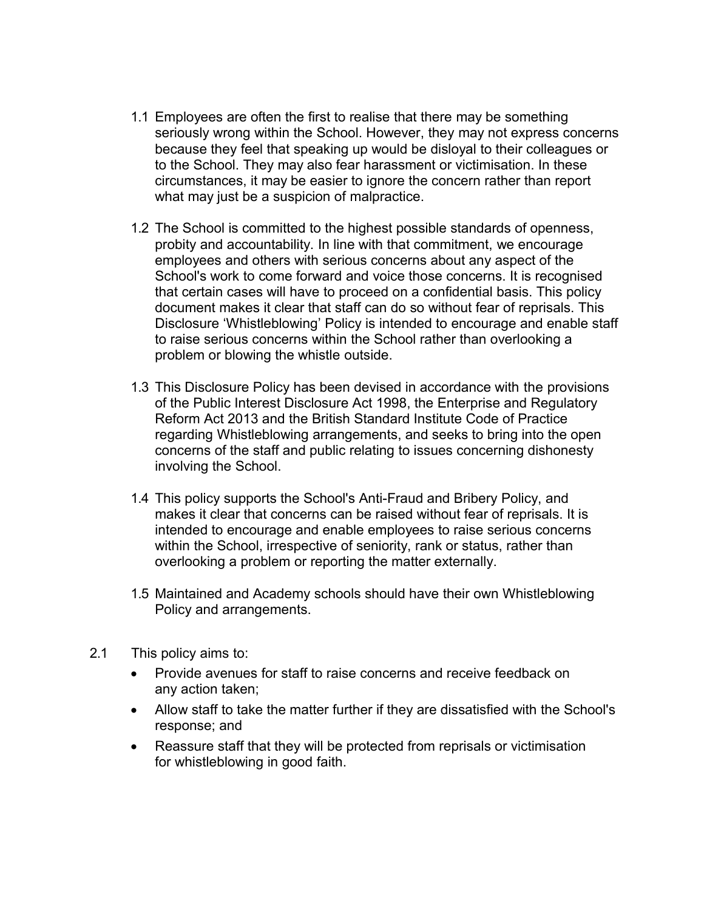1.1 Employees are often the first to realise that there may be something seriously wrong within the School. However, they may not express concerns because they feel that speaking up would be disloyal to their colleagues or to the School. They may also fear harassment or victimisation. In these circumstances, it may be easier to ignore the concern rather than report what may just be a suspicion of malpractice.

1.2 The School is committed to the highest possible standards of openness, probity and accountability. In line with that commitment, we encourage employees and others with serious concerns about any aspect of the School's work to come forward and voice those concerns. It is recognised that certain cases will have to proceed on a confidential basis. This policy document makes it clear that staff can do so without fear of reprisals. This Disclosure 'Whistleblowing' Policy is intended to encourage and enable staff to raise serious concerns within the School rather than overlooking a problem or blowing the whistle outside.

1.3 This Disclosure Policy has been devised in accordance with the provisions of the Public Interest Disclosure Act 1998, the Enterprise and Regulatory Reform Act 2013 and the British Standard Institute Code of Practice regarding Whistleblowing arrangements, and seeks to bring into the open concerns of the staff and public relating to issues concerning dishonesty involving the School.

1.4 This policy supports the School's Anti-Fraud and Bribery Policy, and makes it clear that concerns can be raised without fear of reprisals. It is intended to encourage and enable employees to raise serious concerns within the School, irrespective of seniority, rank or status, rather than overlooking a problem or reporting the matter externally.

1.5 Maintained and Academy schools should have their own Whistleblowing Policy and arrangements.

2.1 This policy aims to:

- Provide avenues for staff to raise concerns and receive feedback on any action taken;
- Allow staff to take the matter further if they are dissatisfied with the School's response; and
- Reassure staff that they will be protected from reprisals or victimisation for whistleblowing in good faith.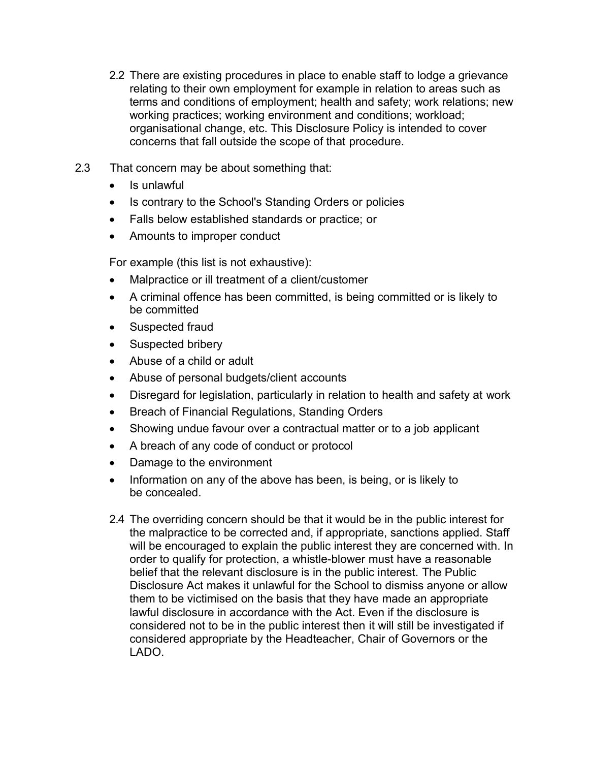2.2 There are existing procedures in place to enable staff to lodge a grievance relating to their own employment for example in relation to areas such as terms and conditions of employment; health and safety; work relations; new working practices; working environment and conditions; workload; organisational change, etc. This Disclosure Policy is intended to cover concerns that fall outside the scope of that procedure.

2.3 That concern may be about something that:

- Is unlawful
- Is contrary to the School's Standing Orders or policies
- Falls below established standards or practice; or
- Amounts to improper conduct

For example (this list is not exhaustive):

- Malpractice or ill treatment of a client/customer
- A criminal offence has been committed, is being committed or is likely to be committed
- Suspected fraud
- Suspected bribery
- Abuse of a child or adult
- Abuse of personal budgets/client accounts
- Disregard for legislation, particularly in relation to health and safety at work
- Breach of Financial Regulations, Standing Orders
- Showing undue favour over a contractual matter or to a job applicant
- A breach of any code of conduct or protocol
- Damage to the environment
- Information on any of the above has been, is being, or is likely to be concealed.

2.4 The overriding concern should be that it would be in the public interest for the malpractice to be corrected and, if appropriate, sanctions applied. Staff will be encouraged to explain the public interest they are concerned with. In order to qualify for protection, a whistle-blower must have a reasonable belief that the relevant disclosure is in the public interest. The Public Disclosure Act makes it unlawful for the School to dismiss anyone or allow them to be victimised on the basis that they have made an appropriate lawful disclosure in accordance with the Act. Even if the disclosure is considered not to be in the public interest then it will still be investigated if considered appropriate by the Headteacher, Chair of Governors or the LADO.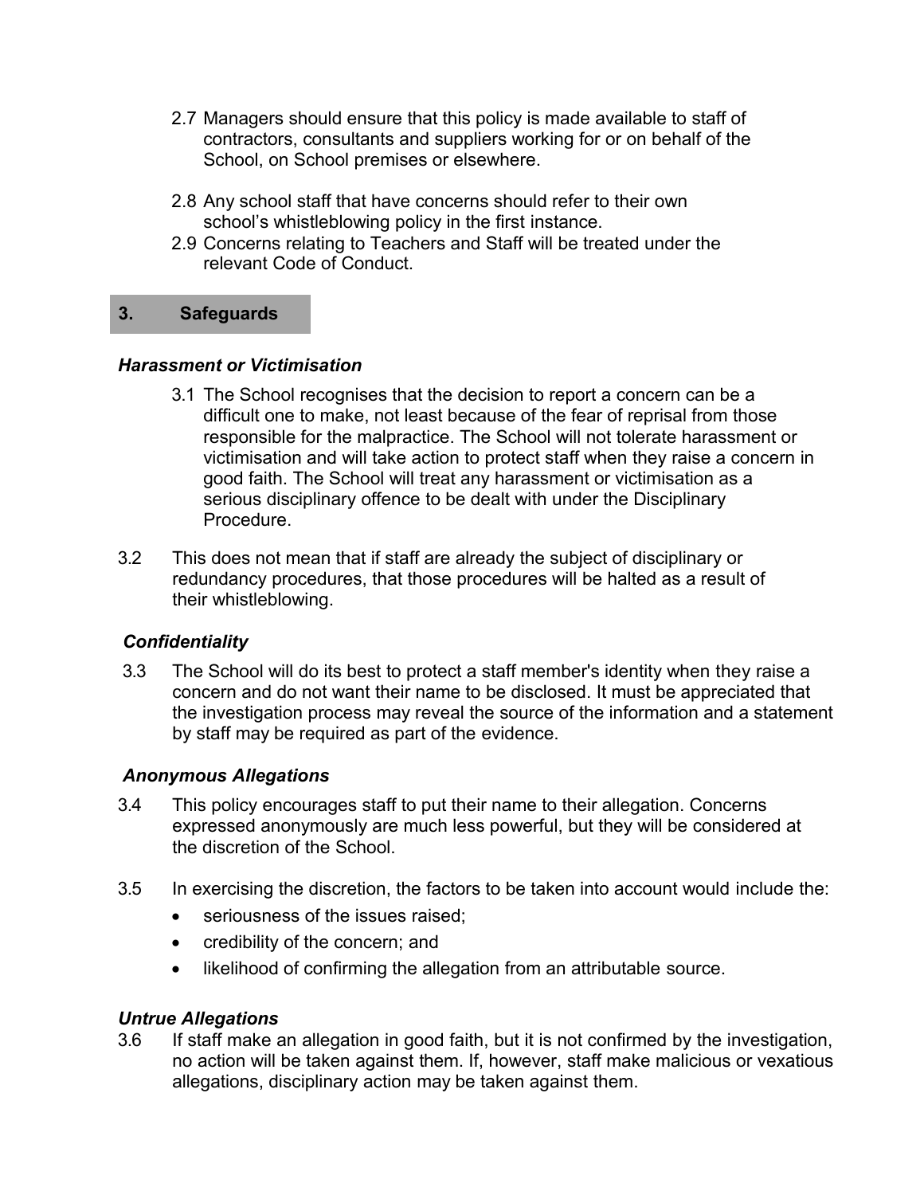2.7 Managers should ensure that this policy is made available to staff of contractors, consultants and suppliers working for or on behalf of the School, on School premises or elsewhere.

2.8 Any school staff that have concerns should refer to their own school's whistleblowing policy in the first instance.

2.9 Concerns relating to Teachers and Staff will be treated under the relevant Code of Conduct.

## 3. Safeguards

***Harassment or Victimisation***

3.1 The School recognises that the decision to report a concern can be a difficult one to make, not least because of the fear of reprisal from those responsible for the malpractice. The School will not tolerate harassment or victimisation and will take action to protect staff when they raise a concern in good faith. The School will treat any harassment or victimisation as a serious disciplinary offence to be dealt with under the Disciplinary Procedure.

3.2 This does not mean that if staff are already the subject of disciplinary or redundancy procedures, that those procedures will be halted as a result of their whistleblowing.

***Confidentiality***

3.3 The School will do its best to protect a staff member's identity when they raise a concern and do not want their name to be disclosed. It must be appreciated that the investigation process may reveal the source of the information and a statement by staff may be required as part of the evidence.

***Anonymous Allegations***

3.4 This policy encourages staff to put their name to their allegation. Concerns expressed anonymously are much less powerful, but they will be considered at the discretion of the School.

3.5 In exercising the discretion, the factors to be taken into account would include the:

- seriousness of the issues raised;
- credibility of the concern; and
- likelihood of confirming the allegation from an attributable source.

***Untrue Allegations***

3.6 If staff make an allegation in good faith, but it is not confirmed by the investigation, no action will be taken against them. If, however, staff make malicious or vexatious allegations, disciplinary action may be taken against them.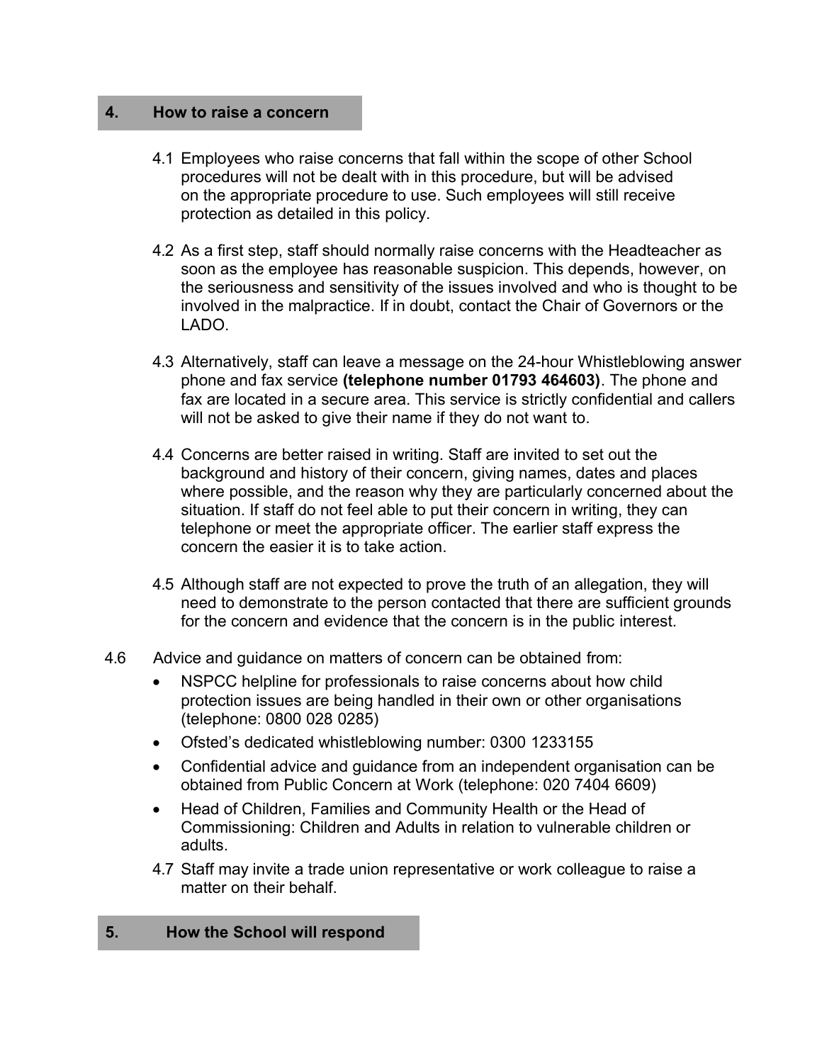## 4. How to raise a concern

4.1 Employees who raise concerns that fall within the scope of other School procedures will not be dealt with in this procedure, but will be advised on the appropriate procedure to use. Such employees will still receive protection as detailed in this policy.

4.2 As a first step, staff should normally raise concerns with the Headteacher as soon as the employee has reasonable suspicion. This depends, however, on the seriousness and sensitivity of the issues involved and who is thought to be involved in the malpractice. If in doubt, contact the Chair of Governors or the LADO.

4.3 Alternatively, staff can leave a message on the 24-hour Whistleblowing answer phone and fax service **(telephone number 01793 464603)**. The phone and fax are located in a secure area. This service is strictly confidential and callers will not be asked to give their name if they do not want to.

4.4 Concerns are better raised in writing. Staff are invited to set out the background and history of their concern, giving names, dates and places where possible, and the reason why they are particularly concerned about the situation. If staff do not feel able to put their concern in writing, they can telephone or meet the appropriate officer. The earlier staff express the concern the easier it is to take action.

4.5 Although staff are not expected to prove the truth of an allegation, they will need to demonstrate to the person contacted that there are sufficient grounds for the concern and evidence that the concern is in the public interest.

4.6 Advice and guidance on matters of concern can be obtained from:

- NSPCC helpline for professionals to raise concerns about how child protection issues are being handled in their own or other organisations (telephone: 0800 028 0285)
- Ofsted's dedicated whistleblowing number: 0300 1233155
- Confidential advice and guidance from an independent organisation can be obtained from Public Concern at Work (telephone: 020 7404 6609)
- Head of Children, Families and Community Health or the Head of Commissioning: Children and Adults in relation to vulnerable children or adults.

4.7 Staff may invite a trade union representative or work colleague to raise a matter on their behalf.

## 5. How the School will respond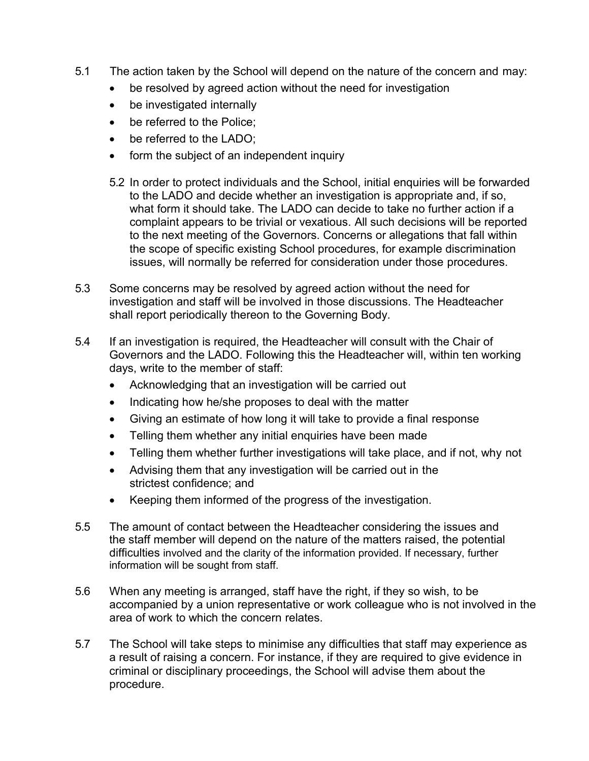5.1 The action taken by the School will depend on the nature of the concern and may:

- be resolved by agreed action without the need for investigation
- be investigated internally
- be referred to the Police;
- be referred to the LADO;
- form the subject of an independent inquiry

5.2 In order to protect individuals and the School, initial enquiries will be forwarded to the LADO and decide whether an investigation is appropriate and, if so, what form it should take. The LADO can decide to take no further action if a complaint appears to be trivial or vexatious. All such decisions will be reported to the next meeting of the Governors. Concerns or allegations that fall within the scope of specific existing School procedures, for example discrimination issues, will normally be referred for consideration under those procedures.

5.3 Some concerns may be resolved by agreed action without the need for investigation and staff will be involved in those discussions. The Headteacher shall report periodically thereon to the Governing Body.

5.4 If an investigation is required, the Headteacher will consult with the Chair of Governors and the LADO. Following this the Headteacher will, within ten working days, write to the member of staff:

- Acknowledging that an investigation will be carried out
- Indicating how he/she proposes to deal with the matter
- Giving an estimate of how long it will take to provide a final response
- Telling them whether any initial enquiries have been made
- Telling them whether further investigations will take place, and if not, why not
- Advising them that any investigation will be carried out in the strictest confidence; and
- Keeping them informed of the progress of the investigation.

5.5 The amount of contact between the Headteacher considering the issues and the staff member will depend on the nature of the matters raised, the potential difficulties involved and the clarity of the information provided. If necessary, further information will be sought from staff.

5.6 When any meeting is arranged, staff have the right, if they so wish, to be accompanied by a union representative or work colleague who is not involved in the area of work to which the concern relates.

5.7 The School will take steps to minimise any difficulties that staff may experience as a result of raising a concern. For instance, if they are required to give evidence in criminal or disciplinary proceedings, the School will advise them about the procedure.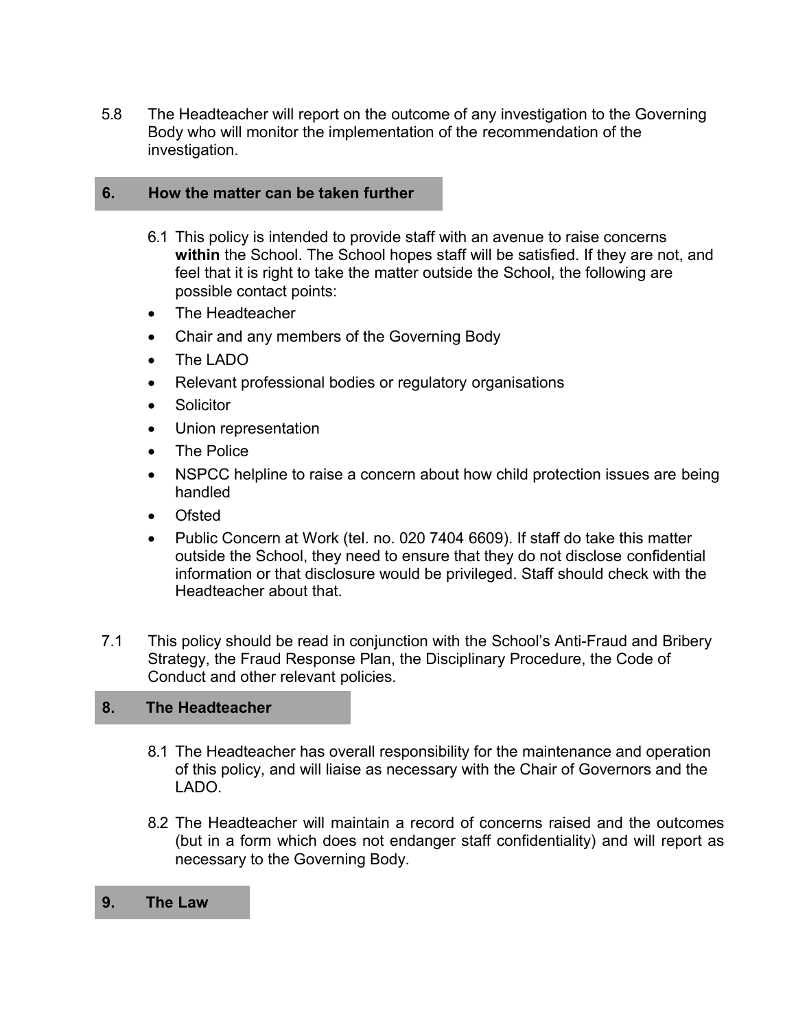5.8 The Headteacher will report on the outcome of any investigation to the Governing Body who will monitor the implementation of the recommendation of the investigation.

## 6. How the matter can be taken further

6.1 This policy is intended to provide staff with an avenue to raise concerns **within** the School. The School hopes staff will be satisfied. If they are not, and feel that it is right to take the matter outside the School, the following are possible contact points:

- The Headteacher
- Chair and any members of the Governing Body
- The LADO
- Relevant professional bodies or regulatory organisations
- Solicitor
- Union representation
- The Police
- NSPCC helpline to raise a concern about how child protection issues are being handled
- Ofsted
- Public Concern at Work (tel. no. 020 7404 6609). If staff do take this matter outside the School, they need to ensure that they do not disclose confidential information or that disclosure would be privileged. Staff should check with the Headteacher about that.

7.1 This policy should be read in conjunction with the School's Anti-Fraud and Bribery Strategy, the Fraud Response Plan, the Disciplinary Procedure, the Code of Conduct and other relevant policies.

## 8. The Headteacher

8.1 The Headteacher has overall responsibility for the maintenance and operation of this policy, and will liaise as necessary with the Chair of Governors and the LADO.

8.2 The Headteacher will maintain a record of concerns raised and the outcomes (but in a form which does not endanger staff confidentiality) and will report as necessary to the Governing Body.

## 9. The Law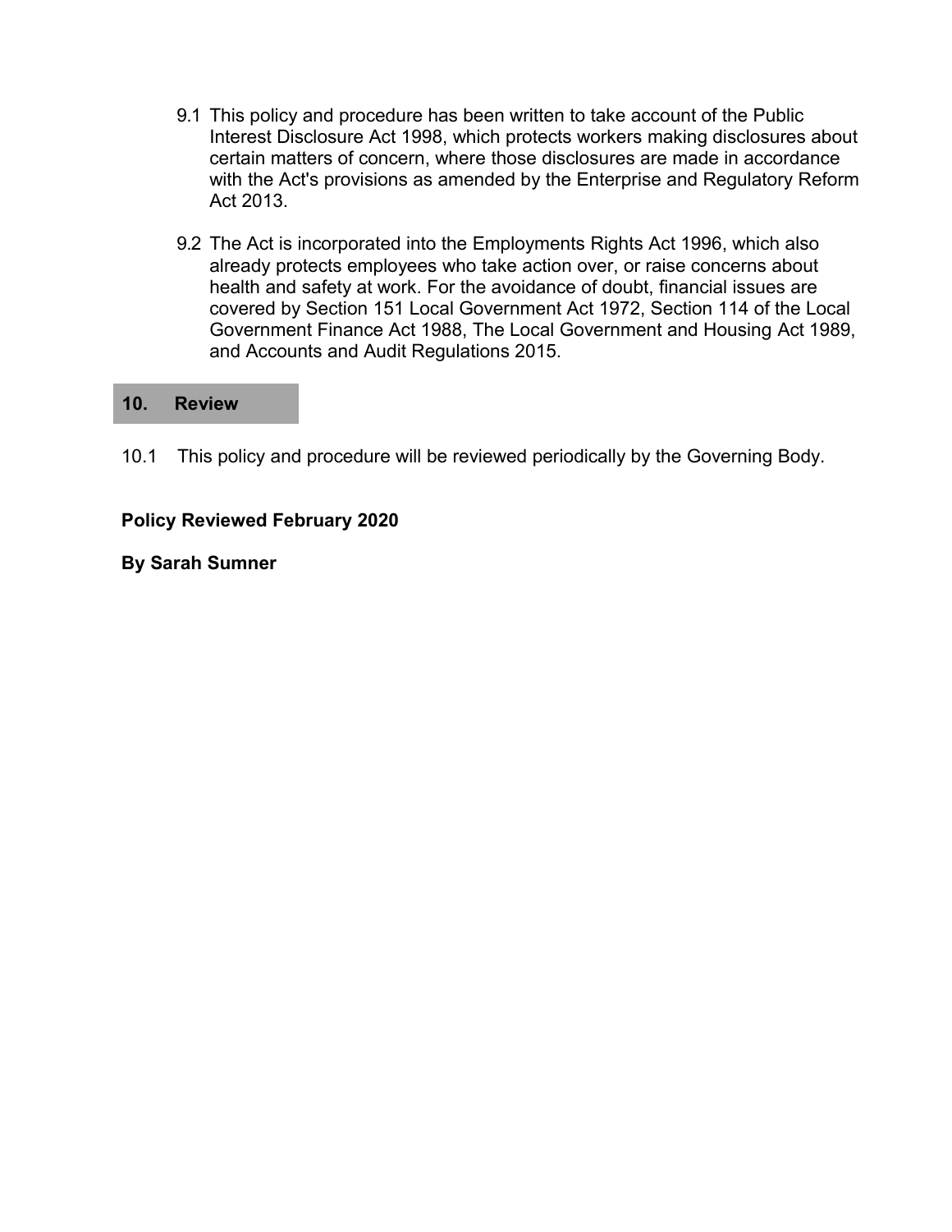9.1 This policy and procedure has been written to take account of the Public Interest Disclosure Act 1998, which protects workers making disclosures about certain matters of concern, where those disclosures are made in accordance with the Act's provisions as amended by the Enterprise and Regulatory Reform Act 2013.

9.2 The Act is incorporated into the Employments Rights Act 1996, which also already protects employees who take action over, or raise concerns about health and safety at work. For the avoidance of doubt, financial issues are covered by Section 151 Local Government Act 1972, Section 114 of the Local Government Finance Act 1988, The Local Government and Housing Act 1989, and Accounts and Audit Regulations 2015.

## 10. Review

10.1 This policy and procedure will be reviewed periodically by the Governing Body.

**Policy Reviewed February 2020**

**By Sarah Sumner**